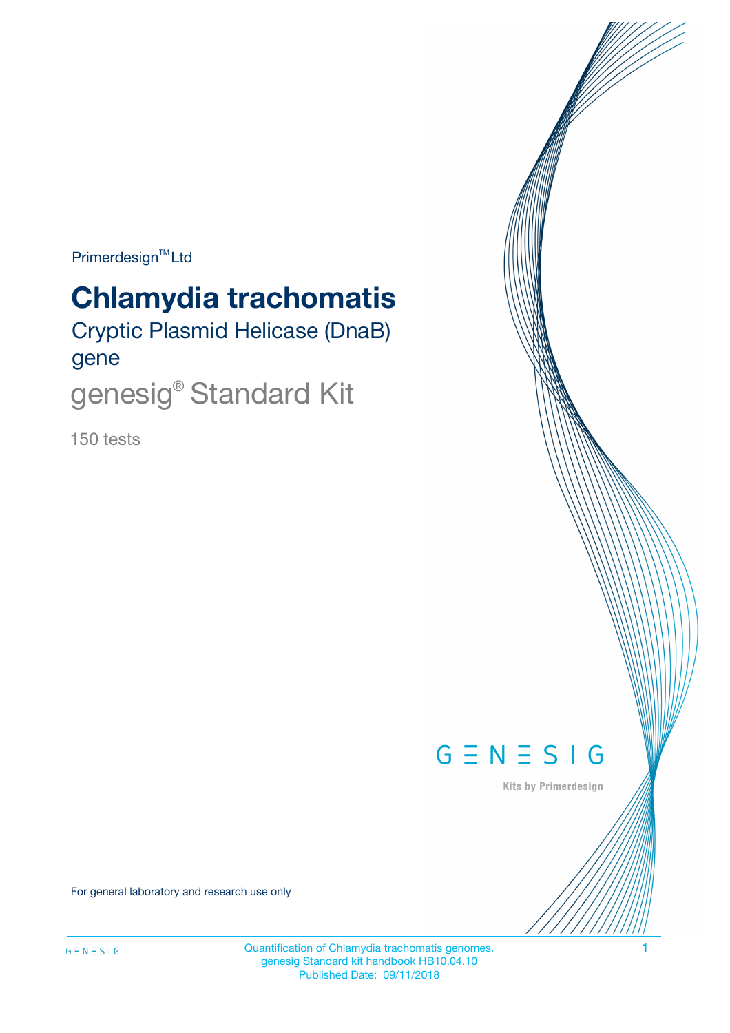Primerdesign™ Ltd

# Chlamydia trachomatis

## Cryptic Plasmid Helicase (DnaB) gene

## genesig® Standard Kit

150 tests

GENESIG

Kits by Primerdesign

For general laboratory and research use only

Quantification of Chlamydia trachomatis genomes.
genesig Standard kit handbook HB10.04.10
Published Date: 09/11/2018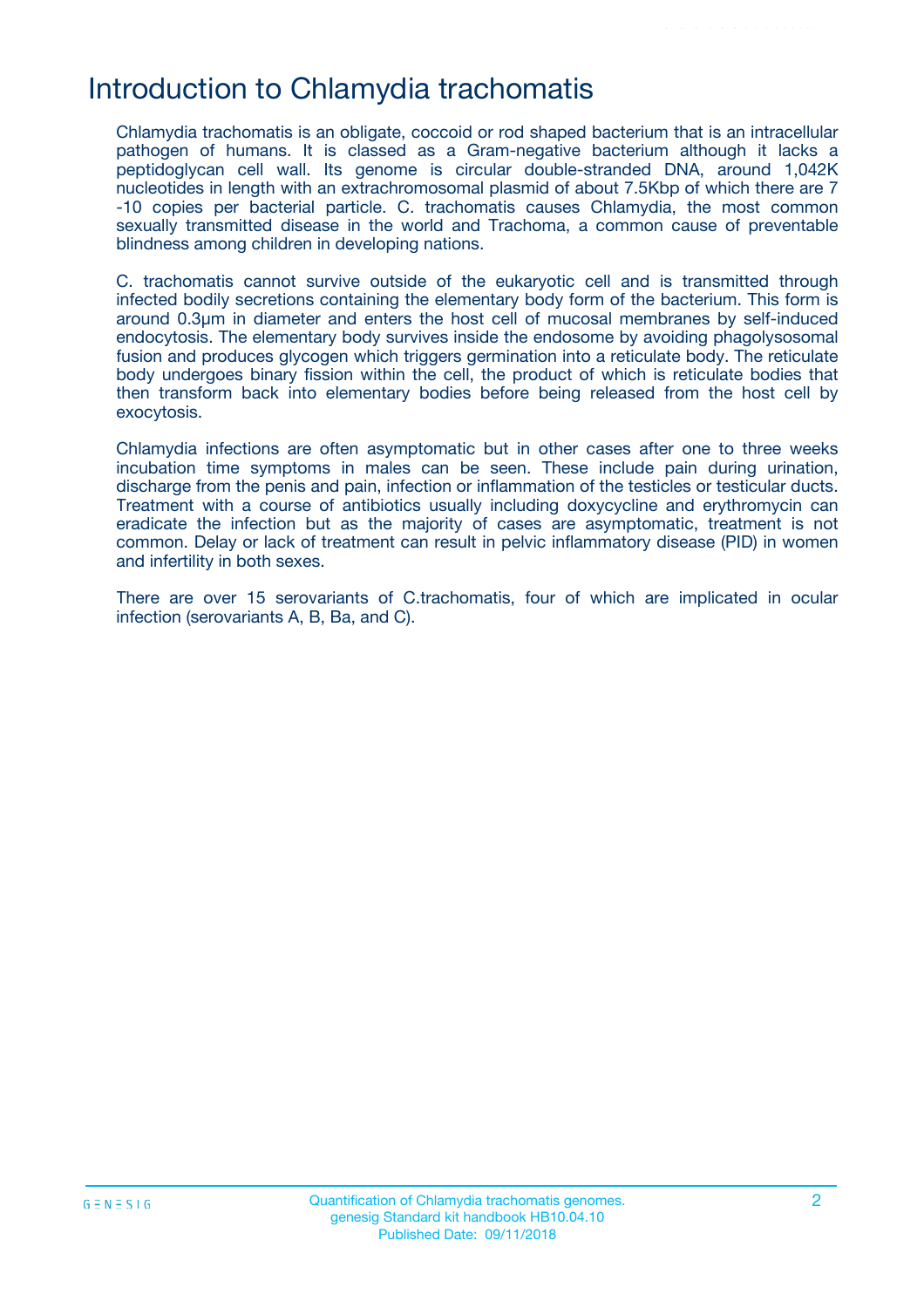# Introduction to Chlamydia trachomatis

Chlamydia trachomatis is an obligate, coccoid or rod shaped bacterium that is an intracellular pathogen of humans. It is classed as a Gram-negative bacterium although it lacks a peptidoglycan cell wall. Its genome is circular double-stranded DNA, around 1,042K nucleotides in length with an extrachromosomal plasmid of about 7.5Kbp of which there are 7 -10 copies per bacterial particle. C. trachomatis causes Chlamydia, the most common sexually transmitted disease in the world and Trachoma, a common cause of preventable blindness among children in developing nations.

C. trachomatis cannot survive outside of the eukaryotic cell and is transmitted through infected bodily secretions containing the elementary body form of the bacterium. This form is around 0.3μm in diameter and enters the host cell of mucosal membranes by self-induced endocytosis. The elementary body survives inside the endosome by avoiding phagolysosomal fusion and produces glycogen which triggers germination into a reticulate body. The reticulate body undergoes binary fission within the cell, the product of which is reticulate bodies that then transform back into elementary bodies before being released from the host cell by exocytosis.

Chlamydia infections are often asymptomatic but in other cases after one to three weeks incubation time symptoms in males can be seen. These include pain during urination, discharge from the penis and pain, infection or inflammation of the testicles or testicular ducts. Treatment with a course of antibiotics usually including doxycycline and erythromycin can eradicate the infection but as the majority of cases are asymptomatic, treatment is not common. Delay or lack of treatment can result in pelvic inflammatory disease (PID) in women and infertility in both sexes.

There are over 15 serovariants of C.trachomatis, four of which are implicated in ocular infection (serovariants A, B, Ba, and C).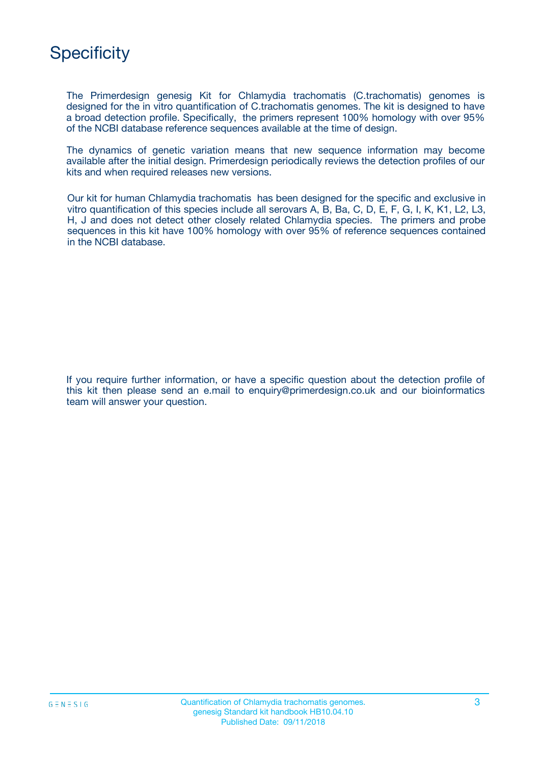# Specificity

The Primerdesign genesig Kit for Chlamydia trachomatis (C.trachomatis) genomes is designed for the in vitro quantification of C.trachomatis genomes. The kit is designed to have a broad detection profile. Specifically, the primers represent 100% homology with over 95% of the NCBI database reference sequences available at the time of design.

The dynamics of genetic variation means that new sequence information may become available after the initial design. Primerdesign periodically reviews the detection profiles of our kits and when required releases new versions.

Our kit for human Chlamydia trachomatis has been designed for the specific and exclusive in vitro quantification of this species include all serovars A, B, Ba, C, D, E, F, G, I, K, K1, L2, L3, H, J and does not detect other closely related Chlamydia species. The primers and probe sequences in this kit have 100% homology with over 95% of reference sequences contained in the NCBI database.

If you require further information, or have a specific question about the detection profile of this kit then please send an e.mail to enquiry@primerdesign.co.uk and our bioinformatics team will answer your question.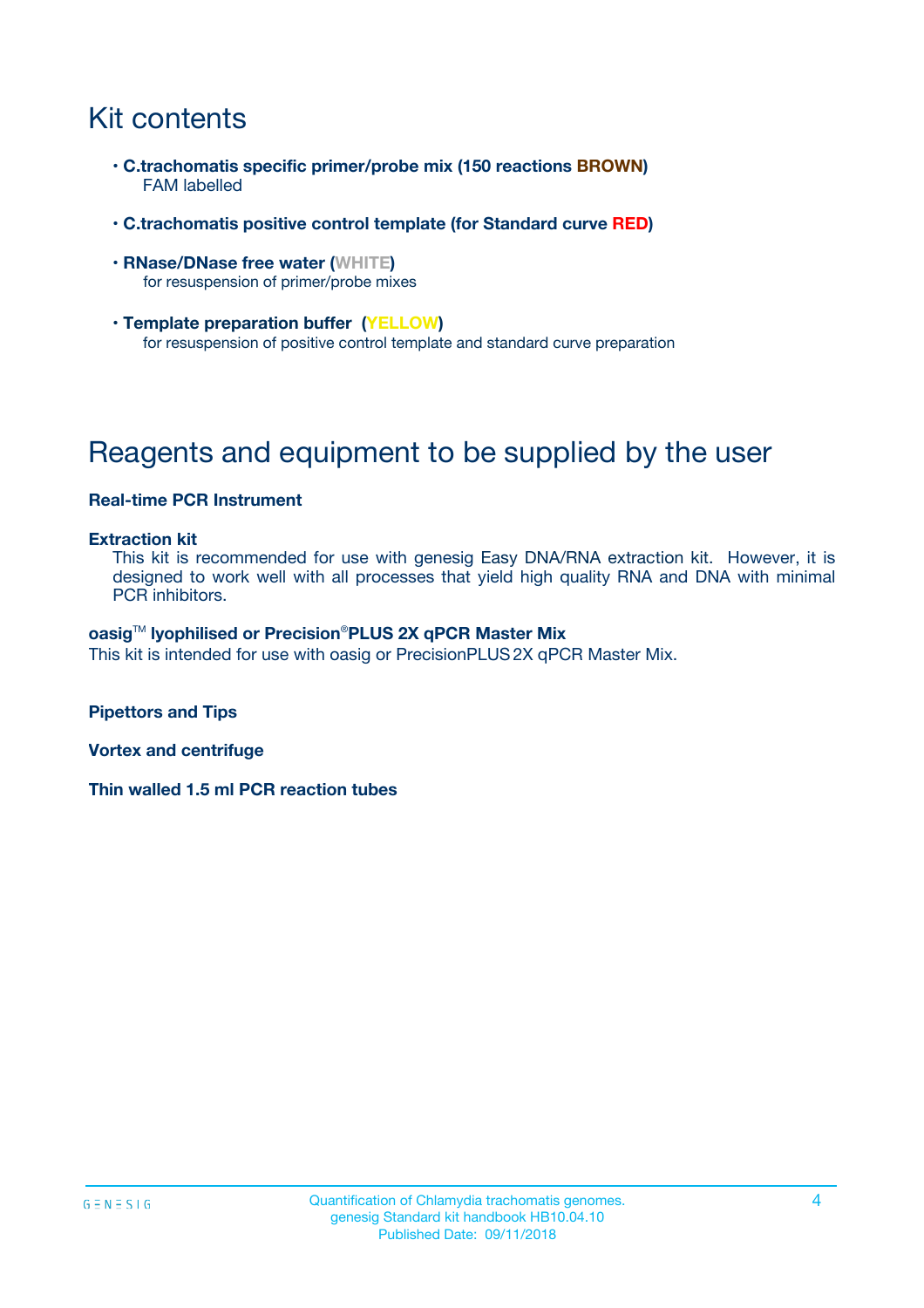# Kit contents

- **C.trachomatis specific primer/probe mix (150 reactions BROWN)**
  FAM labelled
- **C.trachomatis positive control template (for Standard curve RED)**
- **RNase/DNase free water (WHITE)**
  for resuspension of primer/probe mixes
- **Template preparation buffer (YELLOW)**
  for resuspension of positive control template and standard curve preparation

# Reagents and equipment to be supplied by the user

**Real-time PCR Instrument**

**Extraction kit**
This kit is recommended for use with genesig Easy DNA/RNA extraction kit. However, it is designed to work well with all processes that yield high quality RNA and DNA with minimal PCR inhibitors.

**oasig™ lyophilised or Precision®PLUS 2X qPCR Master Mix**
This kit is intended for use with oasig or PrecisionPLUS 2X qPCR Master Mix.

**Pipettors and Tips**

**Vortex and centrifuge**

**Thin walled 1.5 ml PCR reaction tubes**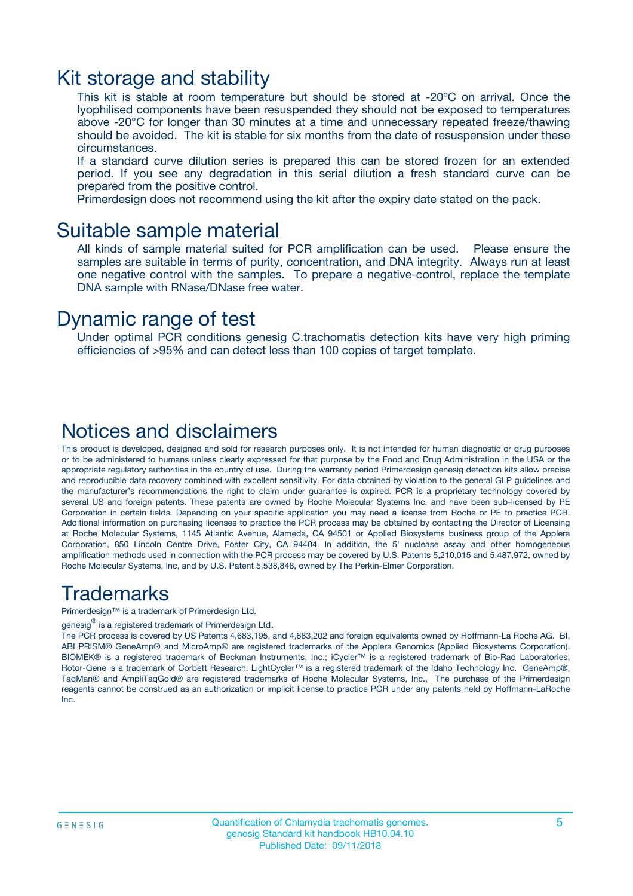# Kit storage and stability

This kit is stable at room temperature but should be stored at -20ºC on arrival. Once the lyophilised components have been resuspended they should not be exposed to temperatures above -20°C for longer than 30 minutes at a time and unnecessary repeated freeze/thawing should be avoided. The kit is stable for six months from the date of resuspension under these circumstances.

If a standard curve dilution series is prepared this can be stored frozen for an extended period. If you see any degradation in this serial dilution a fresh standard curve can be prepared from the positive control.

Primerdesign does not recommend using the kit after the expiry date stated on the pack.

# Suitable sample material

All kinds of sample material suited for PCR amplification can be used. Please ensure the samples are suitable in terms of purity, concentration, and DNA integrity. Always run at least one negative control with the samples. To prepare a negative-control, replace the template DNA sample with RNase/DNase free water.

# Dynamic range of test

Under optimal PCR conditions genesig C.trachomatis detection kits have very high priming efficiencies of >95% and can detect less than 100 copies of target template.

# Notices and disclaimers

This product is developed, designed and sold for research purposes only. It is not intended for human diagnostic or drug purposes or to be administered to humans unless clearly expressed for that purpose by the Food and Drug Administration in the USA or the appropriate regulatory authorities in the country of use. During the warranty period Primerdesign genesig detection kits allow precise and reproducible data recovery combined with excellent sensitivity. For data obtained by violation to the general GLP guidelines and the manufacturer's recommendations the right to claim under guarantee is expired. PCR is a proprietary technology covered by several US and foreign patents. These patents are owned by Roche Molecular Systems Inc. and have been sub-licensed by PE Corporation in certain fields. Depending on your specific application you may need a license from Roche or PE to practice PCR. Additional information on purchasing licenses to practice the PCR process may be obtained by contacting the Director of Licensing at Roche Molecular Systems, 1145 Atlantic Avenue, Alameda, CA 94501 or Applied Biosystems business group of the Applera Corporation, 850 Lincoln Centre Drive, Foster City, CA 94404. In addition, the 5' nuclease assay and other homogeneous amplification methods used in connection with the PCR process may be covered by U.S. Patents 5,210,015 and 5,487,972, owned by Roche Molecular Systems, Inc, and by U.S. Patent 5,538,848, owned by The Perkin-Elmer Corporation.

# Trademarks

Primerdesign™ is a trademark of Primerdesign Ltd.

genesig® is a registered trademark of Primerdesign Ltd.

The PCR process is covered by US Patents 4,683,195, and 4,683,202 and foreign equivalents owned by Hoffmann-La Roche AG. BI, ABI PRISM® GeneAmp® and MicroAmp® are registered trademarks of the Applera Genomics (Applied Biosystems Corporation). BIOMEK® is a registered trademark of Beckman Instruments, Inc.; iCycler™ is a registered trademark of Bio-Rad Laboratories, Rotor-Gene is a trademark of Corbett Research. LightCycler™ is a registered trademark of the Idaho Technology Inc. GeneAmp®, TaqMan® and AmpliTaqGold® are registered trademarks of Roche Molecular Systems, Inc., The purchase of the Primerdesign reagents cannot be construed as an authorization or implicit license to practice PCR under any patents held by Hoffmann-LaRoche Inc.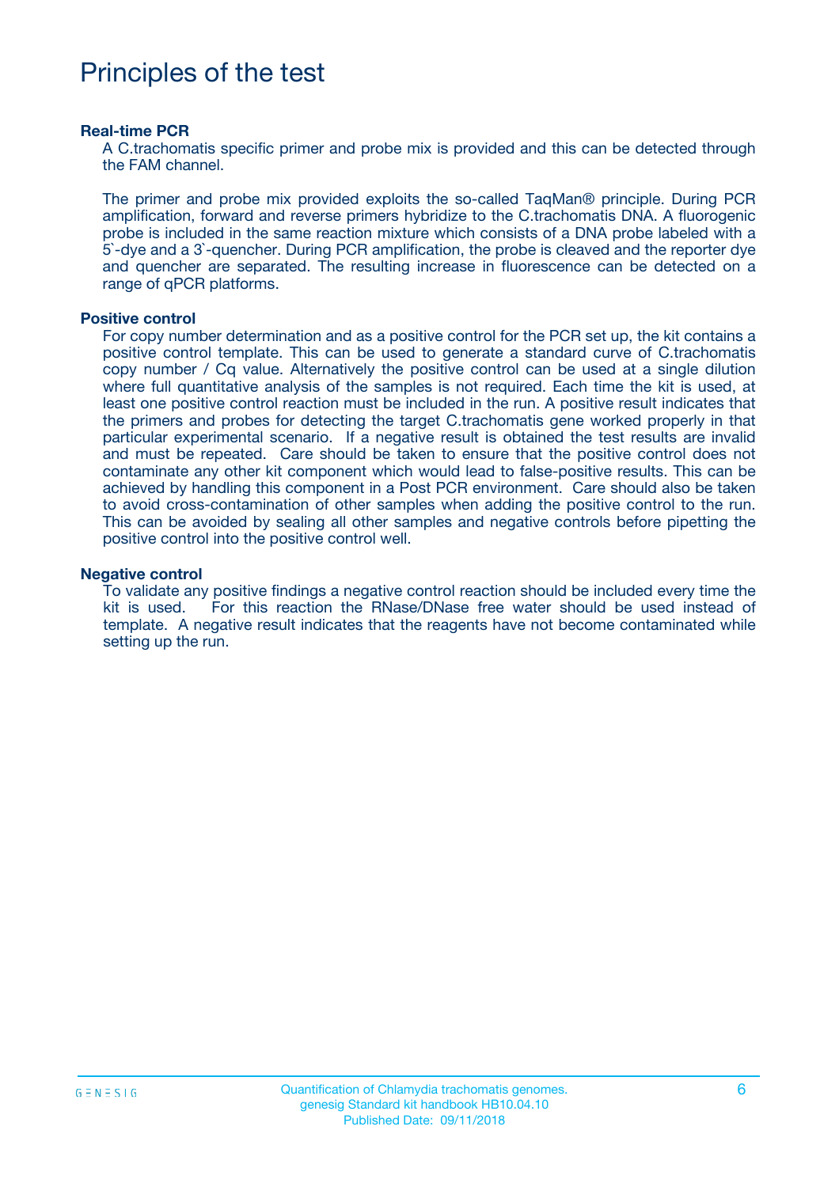# Principles of the test

**Real-time PCR**

A C.trachomatis specific primer and probe mix is provided and this can be detected through the FAM channel.

The primer and probe mix provided exploits the so-called TaqMan® principle. During PCR amplification, forward and reverse primers hybridize to the C.trachomatis DNA. A fluorogenic probe is included in the same reaction mixture which consists of a DNA probe labeled with a 5`-dye and a 3`-quencher. During PCR amplification, the probe is cleaved and the reporter dye and quencher are separated. The resulting increase in fluorescence can be detected on a range of qPCR platforms.

**Positive control**

For copy number determination and as a positive control for the PCR set up, the kit contains a positive control template. This can be used to generate a standard curve of C.trachomatis copy number / Cq value. Alternatively the positive control can be used at a single dilution where full quantitative analysis of the samples is not required. Each time the kit is used, at least one positive control reaction must be included in the run. A positive result indicates that the primers and probes for detecting the target C.trachomatis gene worked properly in that particular experimental scenario. If a negative result is obtained the test results are invalid and must be repeated. Care should be taken to ensure that the positive control does not contaminate any other kit component which would lead to false-positive results. This can be achieved by handling this component in a Post PCR environment. Care should also be taken to avoid cross-contamination of other samples when adding the positive control to the run. This can be avoided by sealing all other samples and negative controls before pipetting the positive control into the positive control well.

**Negative control**

To validate any positive findings a negative control reaction should be included every time the kit is used. For this reaction the RNase/DNase free water should be used instead of template. A negative result indicates that the reagents have not become contaminated while setting up the run.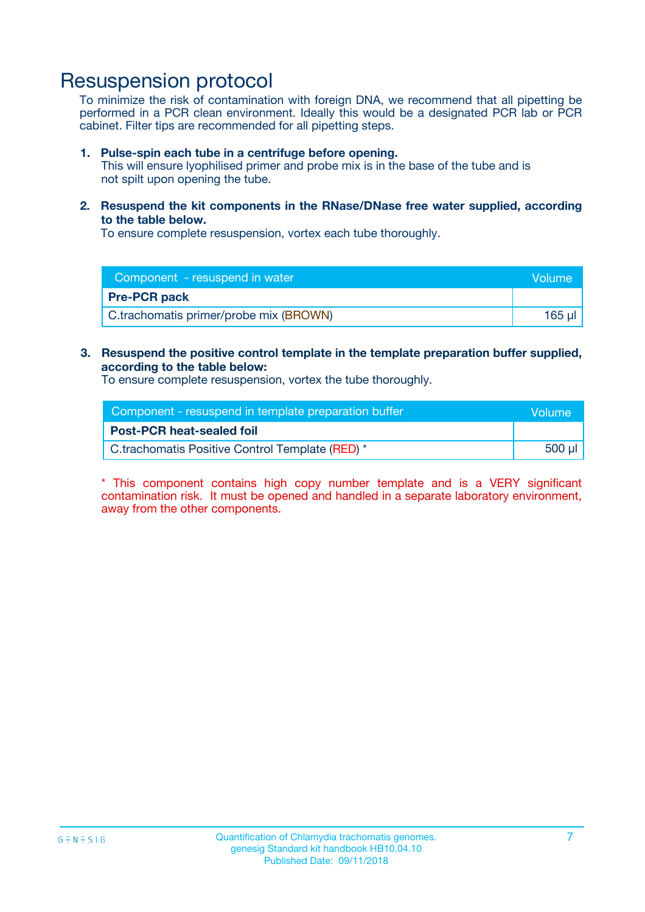# Resuspension protocol

To minimize the risk of contamination with foreign DNA, we recommend that all pipetting be performed in a PCR clean environment. Ideally this would be a designated PCR lab or PCR cabinet. Filter tips are recommended for all pipetting steps.

1. **Pulse-spin each tube in a centrifuge before opening.**
   This will ensure lyophilised primer and probe mix is in the base of the tube and is not spilt upon opening the tube.

2. **Resuspend the kit components in the RNase/DNase free water supplied, according to the table below.**
   To ensure complete resuspension, vortex each tube thoroughly.

| Component - resuspend in water | Volume |
|---|---|
| **Pre-PCR pack** | |
| C.trachomatis primer/probe mix (BROWN) | 165 µl |

3. **Resuspend the positive control template in the template preparation buffer supplied, according to the table below:**
   To ensure complete resuspension, vortex the tube thoroughly.

| Component - resuspend in template preparation buffer | Volume |
|---|---|
| **Post-PCR heat-sealed foil** | |
| C.trachomatis Positive Control Template (RED) * | 500 µl |

* This component contains high copy number template and is a VERY significant contamination risk. It must be opened and handled in a separate laboratory environment, away from the other components.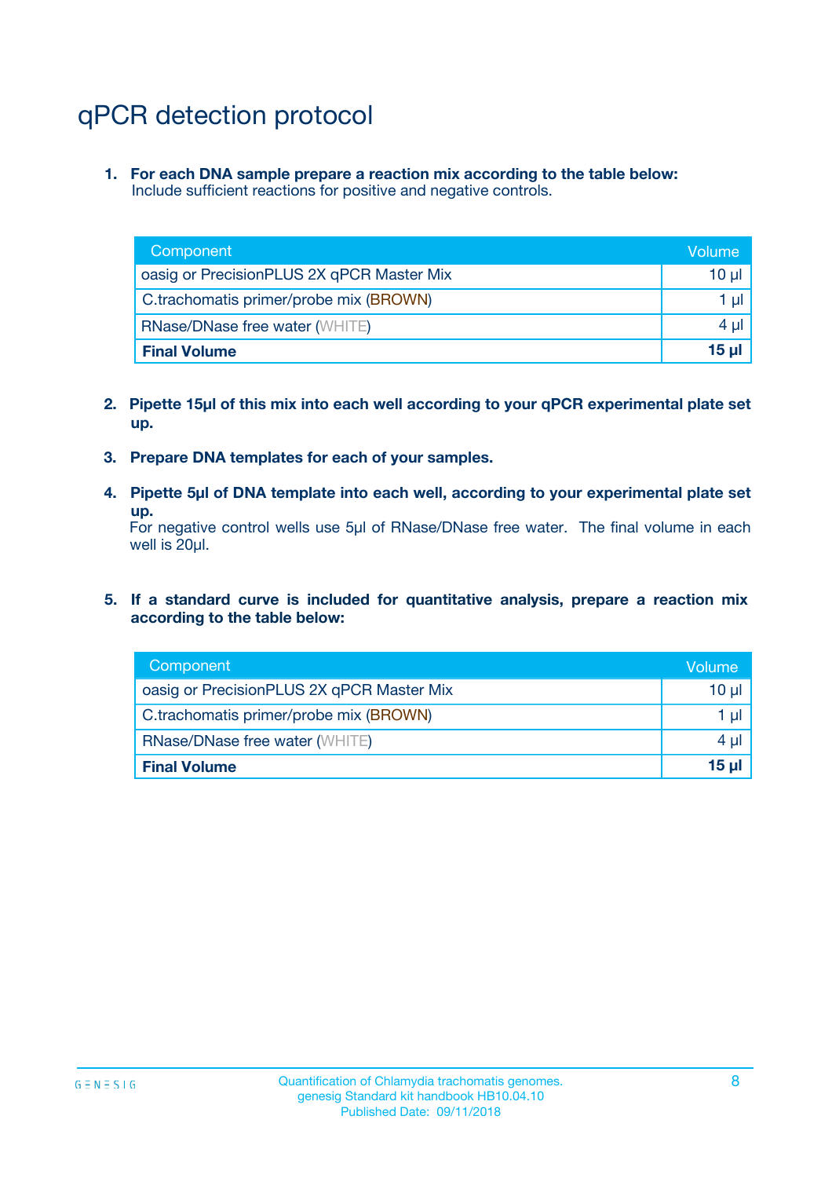# qPCR detection protocol

1. **For each DNA sample prepare a reaction mix according to the table below:**
   Include sufficient reactions for positive and negative controls.

| Component | Volume |
|---|---|
| oasig or PrecisionPLUS 2X qPCR Master Mix | 10 µl |
| C.trachomatis primer/probe mix (BROWN) | 1 µl |
| RNase/DNase free water (WHITE) | 4 µl |
| **Final Volume** | **15 µl** |

2. **Pipette 15µl of this mix into each well according to your qPCR experimental plate set up.**

3. **Prepare DNA templates for each of your samples.**

4. **Pipette 5µl of DNA template into each well, according to your experimental plate set up.**
   For negative control wells use 5µl of RNase/DNase free water. The final volume in each well is 20µl.

5. **If a standard curve is included for quantitative analysis, prepare a reaction mix according to the table below:**

| Component | Volume |
|---|---|
| oasig or PrecisionPLUS 2X qPCR Master Mix | 10 µl |
| C.trachomatis primer/probe mix (BROWN) | 1 µl |
| RNase/DNase free water (WHITE) | 4 µl |
| **Final Volume** | **15 µl** |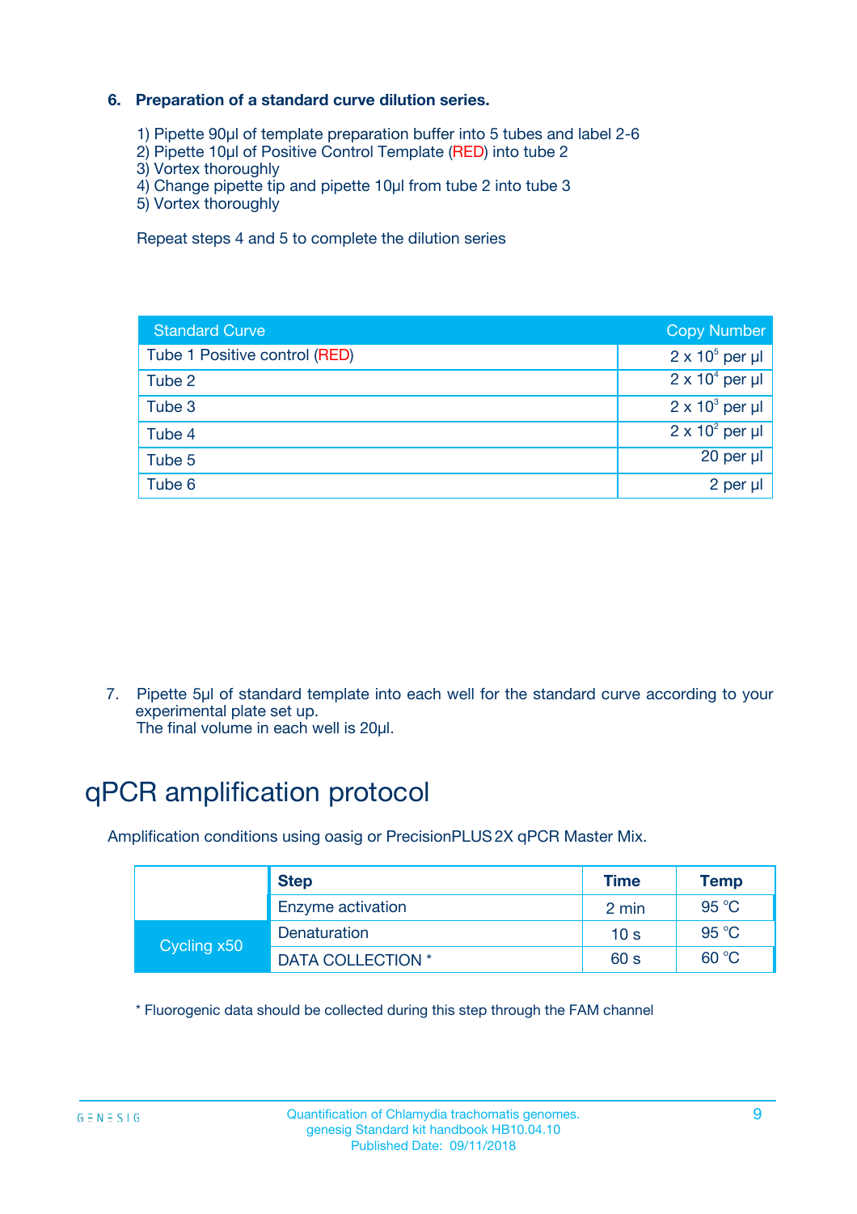**6. Preparation of a standard curve dilution series.**

1) Pipette 90µl of template preparation buffer into 5 tubes and label 2-6
2) Pipette 10µl of Positive Control Template (RED) into tube 2
3) Vortex thoroughly
4) Change pipette tip and pipette 10µl from tube 2 into tube 3
5) Vortex thoroughly

Repeat steps 4 and 5 to complete the dilution series

| Standard Curve | Copy Number |
|---|---|
| Tube 1 Positive control (RED) | $2 \times 10^5$ per µl |
| Tube 2 | $2 \times 10^4$ per µl |
| Tube 3 | $2 \times 10^3$ per µl |
| Tube 4 | $2 \times 10^2$ per µl |
| Tube 5 | 20 per µl |
| Tube 6 | 2 per µl |

7. Pipette 5µl of standard template into each well for the standard curve according to your experimental plate set up.
The final volume in each well is 20µl.

# qPCR amplification protocol

Amplification conditions using oasig or PrecisionPLUS 2X qPCR Master Mix.

| | Step | Time | Temp |
|---|---|---|---|
| | Enzyme activation | 2 min | 95 °C |
| Cycling x50 | Denaturation | 10 s | 95 °C |
| | DATA COLLECTION * | 60 s | 60 °C |

* Fluorogenic data should be collected during this step through the FAM channel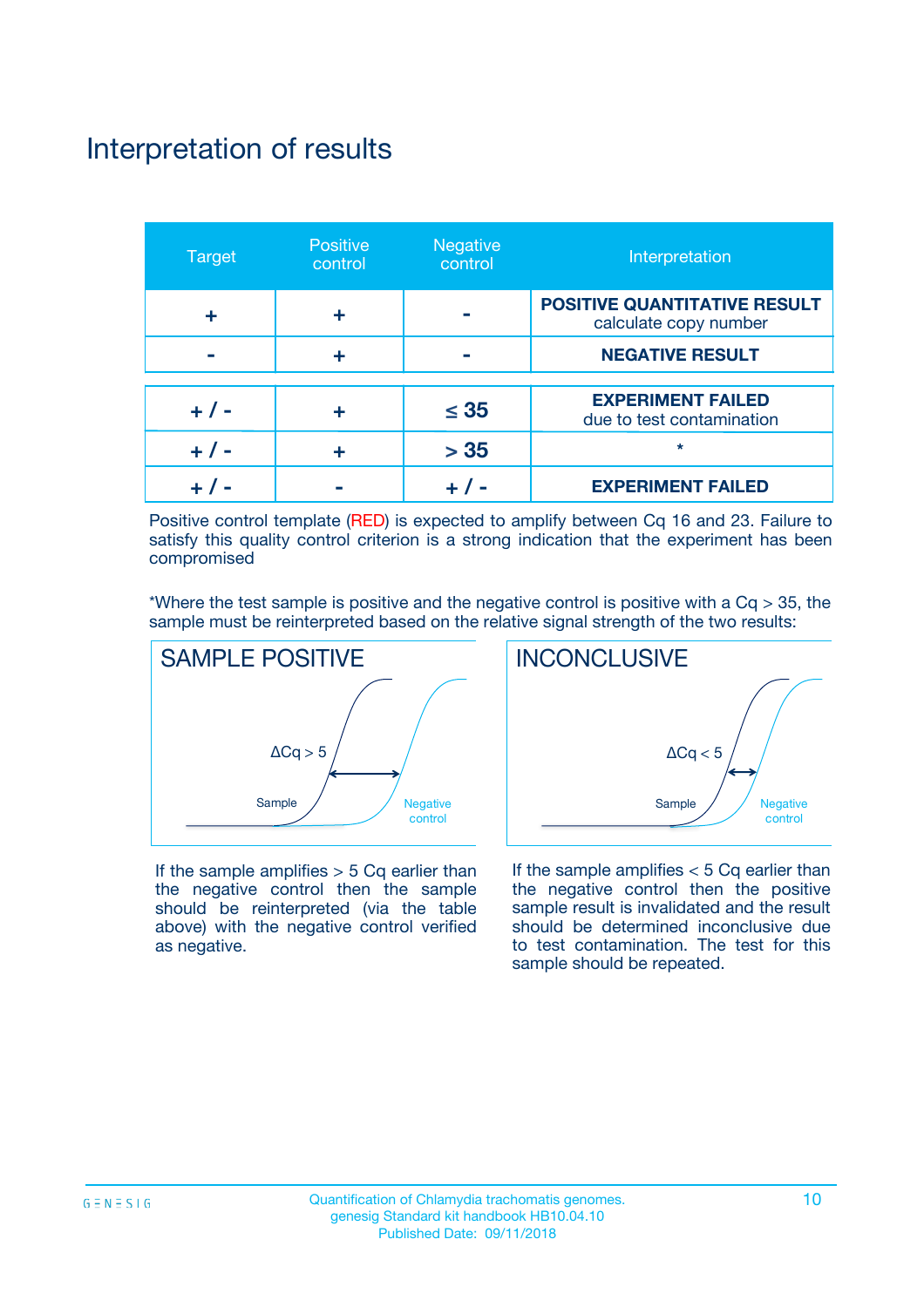# Interpretation of results

| Target | Positive control | Negative control | Interpretation |
|---|---|---|---|
| + | + | - | **POSITIVE QUANTITATIVE RESULT** calculate copy number |
| - | + | - | **NEGATIVE RESULT** |
| + / - | + | ≤ 35 | **EXPERIMENT FAILED** due to test contamination |
| + / - | + | > 35 | * |
| + / - | - | + / - | **EXPERIMENT FAILED** |

Positive control template (RED) is expected to amplify between Cq 16 and 23. Failure to satisfy this quality control criterion is a strong indication that the experiment has been compromised

*Where the test sample is positive and the negative control is positive with a Cq > 35, the sample must be reinterpreted based on the relative signal strength of the two results:

SAMPLE POSITIVE

ΔCq > 5

Sample

Negative control

If the sample amplifies > 5 Cq earlier than the negative control then the sample should be reinterpreted (via the table above) with the negative control verified as negative.

INCONCLUSIVE

ΔCq < 5

Sample

Negative control

If the sample amplifies < 5 Cq earlier than the negative control then the positive sample result is invalidated and the result should be determined inconclusive due to test contamination. The test for this sample should be repeated.